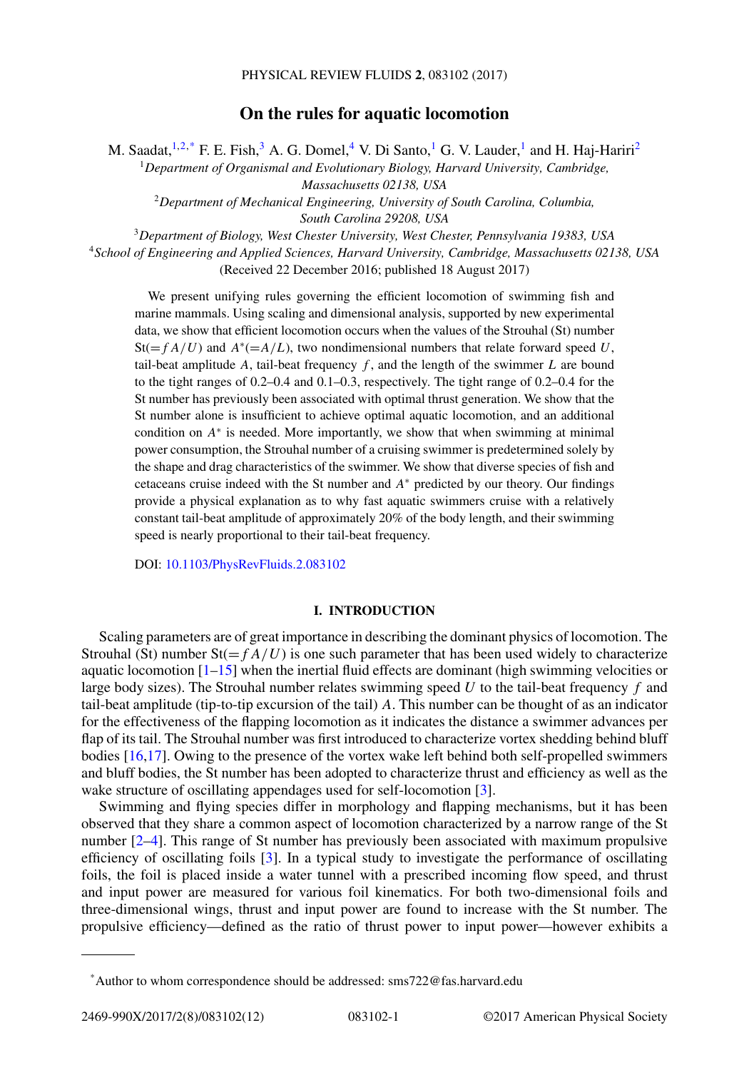# On the rules for aquatic locomotion

M. Saadat,[1,2,*] F. E. Fish,[3] A. G. Domel,[4] V. Di Santo,[1] G. V. Lauder,[1] and H. Haj-Hariri[2]

[1]*Department of Organismal and Evolutionary Biology, Harvard University, Cambridge, Massachusetts 02138, USA*

[2]*Department of Mechanical Engineering, University of South Carolina, Columbia, South Carolina 29208, USA*

[3]*Department of Biology, West Chester University, West Chester, Pennsylvania 19383, USA*

[4]*School of Engineering and Applied Sciences, Harvard University, Cambridge, Massachusetts 02138, USA*

(Received 22 December 2016; published 18 August 2017)

We present unifying rules governing the efficient locomotion of swimming fish and marine mammals. Using scaling and dimensional analysis, supported by new experimental data, we show that efficient locomotion occurs when the values of the Strouhal (St) number St$(= fA/U)$ and $A^*(=A/L)$, two nondimensional numbers that relate forward speed $U$, tail-beat amplitude $A$, tail-beat frequency $f$, and the length of the swimmer $L$ are bound to the tight ranges of 0.2–0.4 and 0.1–0.3, respectively. The tight range of 0.2–0.4 for the St number has previously been associated with optimal thrust generation. We show that the St number alone is insufficient to achieve optimal aquatic locomotion, and an additional condition on $A^*$ is needed. More importantly, we show that when swimming at minimal power consumption, the Strouhal number of a cruising swimmer is predetermined solely by the shape and drag characteristics of the swimmer. We show that diverse species of fish and cetaceans cruise indeed with the St number and $A^*$ predicted by our theory. Our findings provide a physical explanation as to why fast aquatic swimmers cruise with a relatively constant tail-beat amplitude of approximately 20% of the body length, and their swimming speed is nearly proportional to their tail-beat frequency.

DOI: 10.1103/PhysRevFluids.2.083102

## I. INTRODUCTION

Scaling parameters are of great importance in describing the dominant physics of locomotion. The Strouhal (St) number St$(= fA/U)$ is one such parameter that has been used widely to characterize aquatic locomotion [1–15] when the inertial fluid effects are dominant (high swimming velocities or large body sizes). The Strouhal number relates swimming speed $U$ to the tail-beat frequency $f$ and tail-beat amplitude (tip-to-tip excursion of the tail) $A$. This number can be thought of as an indicator for the effectiveness of the flapping locomotion as it indicates the distance a swimmer advances per flap of its tail. The Strouhal number was first introduced to characterize vortex shedding behind bluff bodies [16,17]. Owing to the presence of the vortex wake left behind both self-propelled swimmers and bluff bodies, the St number has been adopted to characterize thrust and efficiency as well as the wake structure of oscillating appendages used for self-locomotion [3].

Swimming and flying species differ in morphology and flapping mechanisms, but it has been observed that they share a common aspect of locomotion characterized by a narrow range of the St number [2–4]. This range of St number has previously been associated with maximum propulsive efficiency of oscillating foils [3]. In a typical study to investigate the performance of oscillating foils, the foil is placed inside a water tunnel with a prescribed incoming flow speed, and thrust and input power are measured for various foil kinematics. For both two-dimensional foils and three-dimensional wings, thrust and input power are found to increase with the St number. The propulsive efficiency—defined as the ratio of thrust power to input power—however exhibits a

*Author to whom correspondence should be addressed: sms722@fas.harvard.edu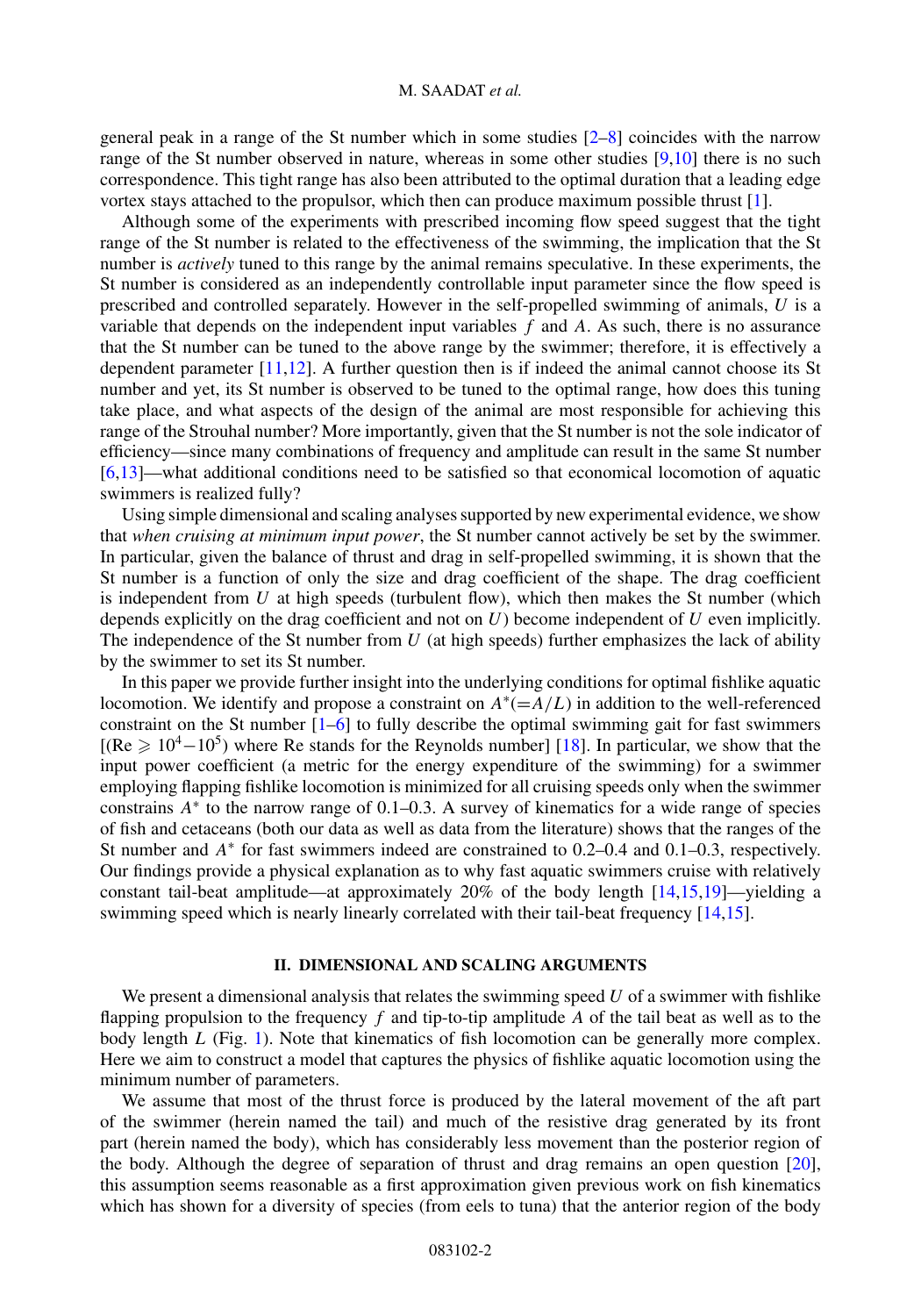general peak in a range of the St number which in some studies [2–8] coincides with the narrow range of the St number observed in nature, whereas in some other studies [9,10] there is no such correspondence. This tight range has also been attributed to the optimal duration that a leading edge vortex stays attached to the propulsor, which then can produce maximum possible thrust [1].

Although some of the experiments with prescribed incoming flow speed suggest that the tight range of the St number is related to the effectiveness of the swimming, the implication that the St number is *actively* tuned to this range by the animal remains speculative. In these experiments, the St number is considered as an independently controllable input parameter since the flow speed is prescribed and controlled separately. However in the self-propelled swimming of animals, $U$ is a variable that depends on the independent input variables $f$ and $A$. As such, there is no assurance that the St number can be tuned to the above range by the swimmer; therefore, it is effectively a dependent parameter [11,12]. A further question then is if indeed the animal cannot choose its St number and yet, its St number is observed to be tuned to the optimal range, how does this tuning take place, and what aspects of the design of the animal are most responsible for achieving this range of the Strouhal number? More importantly, given that the St number is not the sole indicator of efficiency—since many combinations of frequency and amplitude can result in the same St number [6,13]—what additional conditions need to be satisfied so that economical locomotion of aquatic swimmers is realized fully?

Using simple dimensional and scaling analyses supported by new experimental evidence, we show that *when cruising at minimum input power*, the St number cannot actively be set by the swimmer. In particular, given the balance of thrust and drag in self-propelled swimming, it is shown that the St number is a function of only the size and drag coefficient of the shape. The drag coefficient is independent from $U$ at high speeds (turbulent flow), which then makes the St number (which depends explicitly on the drag coefficient and not on $U$) become independent of $U$ even implicitly. The independence of the St number from $U$ (at high speeds) further emphasizes the lack of ability by the swimmer to set its St number.

In this paper we provide further insight into the underlying conditions for optimal fishlike aquatic locomotion. We identify and propose a constraint on $A^*(=A/L)$ in addition to the well-referenced constraint on the St number [1–6] to fully describe the optimal swimming gait for fast swimmers [(Re $\geqslant 10^4-10^5$) where Re stands for the Reynolds number] [18]. In particular, we show that the input power coefficient (a metric for the energy expenditure of the swimming) for a swimmer employing flapping fishlike locomotion is minimized for all cruising speeds only when the swimmer constrains $A^*$ to the narrow range of 0.1–0.3. A survey of kinematics for a wide range of species of fish and cetaceans (both our data as well as data from the literature) shows that the ranges of the St number and $A^*$ for fast swimmers indeed are constrained to 0.2–0.4 and 0.1–0.3, respectively. Our findings provide a physical explanation as to why fast aquatic swimmers cruise with relatively constant tail-beat amplitude—at approximately 20% of the body length [14,15,19]—yielding a swimming speed which is nearly linearly correlated with their tail-beat frequency [14,15].

## II. DIMENSIONAL AND SCALING ARGUMENTS

We present a dimensional analysis that relates the swimming speed $U$ of a swimmer with fishlike flapping propulsion to the frequency $f$ and tip-to-tip amplitude $A$ of the tail beat as well as to the body length $L$ (Fig. 1). Note that kinematics of fish locomotion can be generally more complex. Here we aim to construct a model that captures the physics of fishlike aquatic locomotion using the minimum number of parameters.

We assume that most of the thrust force is produced by the lateral movement of the aft part of the swimmer (herein named the tail) and much of the resistive drag generated by its front part (herein named the body), which has considerably less movement than the posterior region of the body. Although the degree of separation of thrust and drag remains an open question [20], this assumption seems reasonable as a first approximation given previous work on fish kinematics which has shown for a diversity of species (from eels to tuna) that the anterior region of the body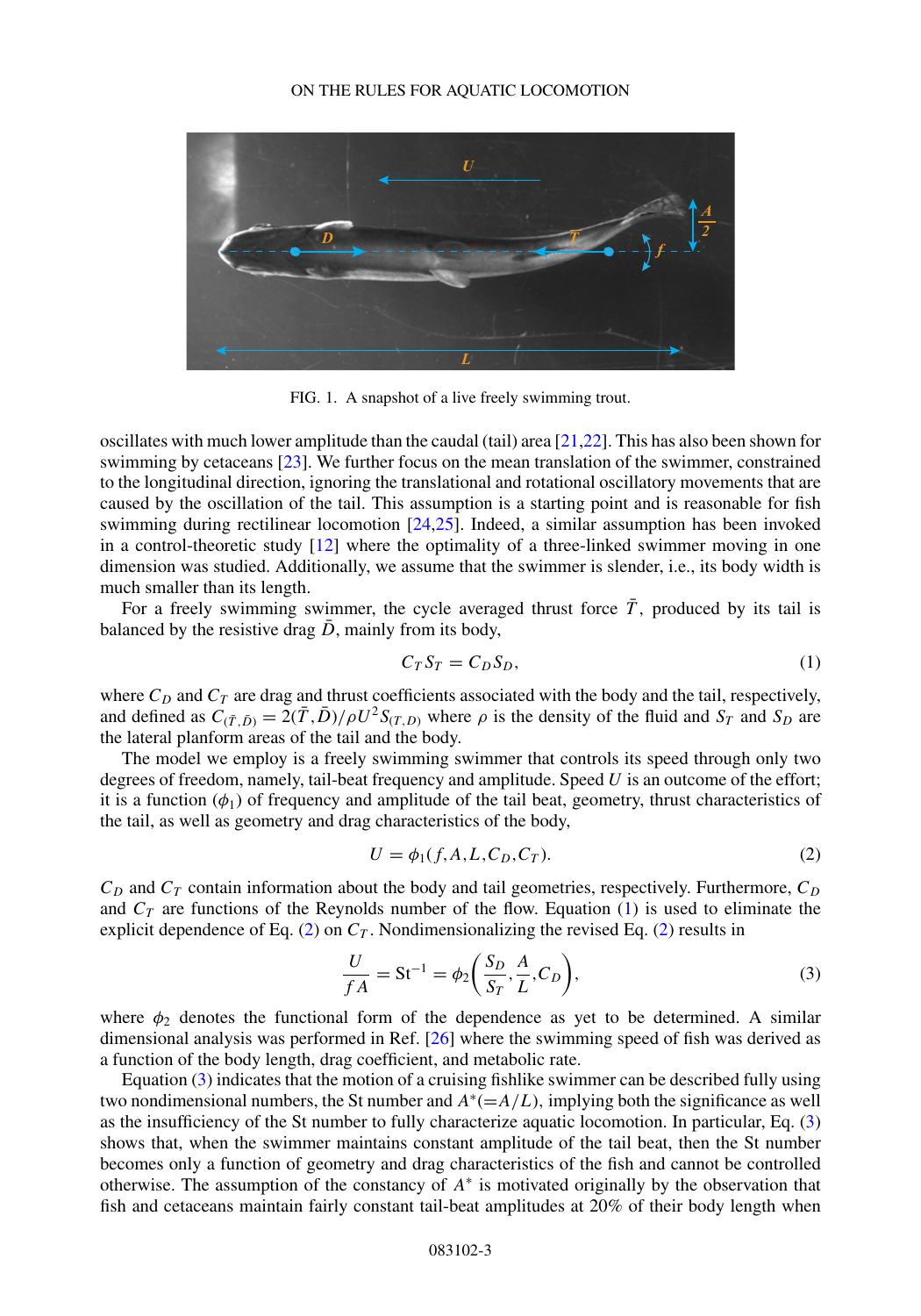FIG. 1. A snapshot of a live freely swimming trout.

oscillates with much lower amplitude than the caudal (tail) area [21,22]. This has also been shown for swimming by cetaceans [23]. We further focus on the mean translation of the swimmer, constrained to the longitudinal direction, ignoring the translational and rotational oscillatory movements that are caused by the oscillation of the tail. This assumption is a starting point and is reasonable for fish swimming during rectilinear locomotion [24,25]. Indeed, a similar assumption has been invoked in a control-theoretic study [12] where the optimality of a three-linked swimmer moving in one dimension was studied. Additionally, we assume that the swimmer is slender, i.e., its body width is much smaller than its length.

For a freely swimming swimmer, the cycle averaged thrust force $\bar{T}$, produced by its tail is balanced by the resistive drag $\bar{D}$, mainly from its body,

$$C_T S_T = C_D S_D, \tag{1}$$

where $C_D$ and $C_T$ are drag and thrust coefficients associated with the body and the tail, respectively, and defined as $C_{(\bar{T},\bar{D})} = 2(\bar{T},\bar{D})/\rho U^2 S_{(T,D)}$ where $\rho$ is the density of the fluid and $S_T$ and $S_D$ are the lateral planform areas of the tail and the body.

The model we employ is a freely swimming swimmer that controls its speed through only two degrees of freedom, namely, tail-beat frequency and amplitude. Speed $U$ is an outcome of the effort; it is a function ($\phi_1$) of frequency and amplitude of the tail beat, geometry, thrust characteristics of the tail, as well as geometry and drag characteristics of the body,

$$U = \phi_1(f, A, L, C_D, C_T). \tag{2}$$

$C_D$ and $C_T$ contain information about the body and tail geometries, respectively. Furthermore, $C_D$ and $C_T$ are functions of the Reynolds number of the flow. Equation (1) is used to eliminate the explicit dependence of Eq. (2) on $C_T$. Nondimensionalizing the revised Eq. (2) results in

$$\frac{U}{fA} = \mathrm{St}^{-1} = \phi_2\left(\frac{S_D}{S_T}, \frac{A}{L}, C_D\right), \tag{3}$$

where $\phi_2$ denotes the functional form of the dependence as yet to be determined. A similar dimensional analysis was performed in Ref. [26] where the swimming speed of fish was derived as a function of the body length, drag coefficient, and metabolic rate.

Equation (3) indicates that the motion of a cruising fishlike swimmer can be described fully using two nondimensional numbers, the St number and $A^*(=A/L)$, implying both the significance as well as the insufficiency of the St number to fully characterize aquatic locomotion. In particular, Eq. (3) shows that, when the swimmer maintains constant amplitude of the tail beat, then the St number becomes only a function of geometry and drag characteristics of the fish and cannot be controlled otherwise. The assumption of the constancy of $A^*$ is motivated originally by the observation that fish and cetaceans maintain fairly constant tail-beat amplitudes at 20% of their body length when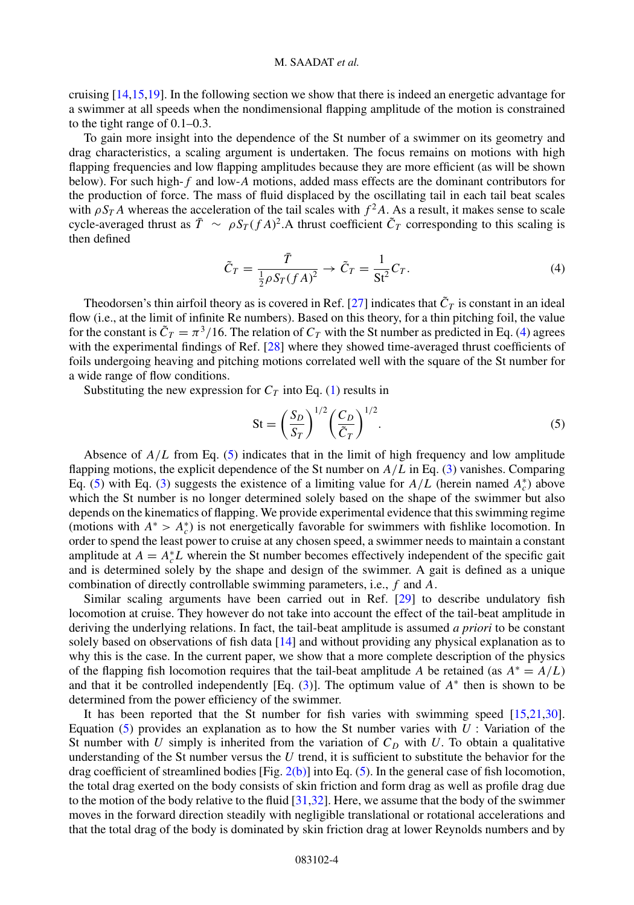cruising [14,15,19]. In the following section we show that there is indeed an energetic advantage for a swimmer at all speeds when the nondimensional flapping amplitude of the motion is constrained to the tight range of 0.1–0.3.

To gain more insight into the dependence of the St number of a swimmer on its geometry and drag characteristics, a scaling argument is undertaken. The focus remains on motions with high flapping frequencies and low flapping amplitudes because they are more efficient (as will be shown below). For such high-$f$ and low-$A$ motions, added mass effects are the dominant contributors for the production of force. The mass of fluid displaced by the oscillating tail in each tail beat scales with $\rho S_T A$ whereas the acceleration of the tail scales with $f^2 A$. As a result, it makes sense to scale cycle-averaged thrust as $\bar{T} \sim \rho S_T (fA)^2$.A thrust coefficient $\tilde{C}_T$ corresponding to this scaling is then defined

$$\tilde{C}_T = \frac{\bar{T}}{\frac{1}{2}\rho S_T (fA)^2} \rightarrow \tilde{C}_T = \frac{1}{\mathrm{St}^2} C_T. \tag{4}$$

Theodorsen's thin airfoil theory as is covered in Ref. [27] indicates that $\tilde{C}_T$ is constant in an ideal flow (i.e., at the limit of infinite Re numbers). Based on this theory, for a thin pitching foil, the value for the constant is $\tilde{C}_T = \pi^3/16$. The relation of $C_T$ with the St number as predicted in Eq. (4) agrees with the experimental findings of Ref. [28] where they showed time-averaged thrust coefficients of foils undergoing heaving and pitching motions correlated well with the square of the St number for a wide range of flow conditions.

Substituting the new expression for $C_T$ into Eq. (1) results in

$$\mathrm{St} = \left(\frac{S_D}{S_T}\right)^{1/2} \left(\frac{C_D}{\tilde{C}_T}\right)^{1/2}. \tag{5}$$

Absence of $A/L$ from Eq. (5) indicates that in the limit of high frequency and low amplitude flapping motions, the explicit dependence of the St number on $A/L$ in Eq. (3) vanishes. Comparing Eq. (5) with Eq. (3) suggests the existence of a limiting value for $A/L$ (herein named $A_c^*$) above which the St number is no longer determined solely based on the shape of the swimmer but also depends on the kinematics of flapping. We provide experimental evidence that this swimming regime (motions with $A^* > A_c^*$) is not energetically favorable for swimmers with fishlike locomotion. In order to spend the least power to cruise at any chosen speed, a swimmer needs to maintain a constant amplitude at $A = A_c^* L$ wherein the St number becomes effectively independent of the specific gait and is determined solely by the shape and design of the swimmer. A gait is defined as a unique combination of directly controllable swimming parameters, i.e., $f$ and $A$.

Similar scaling arguments have been carried out in Ref. [29] to describe undulatory fish locomotion at cruise. They however do not take into account the effect of the tail-beat amplitude in deriving the underlying relations. In fact, the tail-beat amplitude is assumed *a priori* to be constant solely based on observations of fish data [14] and without providing any physical explanation as to why this is the case. In the current paper, we show that a more complete description of the physics of the flapping fish locomotion requires that the tail-beat amplitude $A$ be retained (as $A^* = A/L$) and that it be controlled independently [Eq. (3)]. The optimum value of $A^*$ then is shown to be determined from the power efficiency of the swimmer.

It has been reported that the St number for fish varies with swimming speed [15,21,30]. Equation (5) provides an explanation as to how the St number varies with $U$ : Variation of the St number with $U$ simply is inherited from the variation of $C_D$ with $U$. To obtain a qualitative understanding of the St number versus the $U$ trend, it is sufficient to substitute the behavior for the drag coefficient of streamlined bodies [Fig. 2(b)] into Eq. (5). In the general case of fish locomotion, the total drag exerted on the body consists of skin friction and form drag as well as profile drag due to the motion of the body relative to the fluid [31,32]. Here, we assume that the body of the swimmer moves in the forward direction steadily with negligible translational or rotational accelerations and that the total drag of the body is dominated by skin friction drag at lower Reynolds numbers and by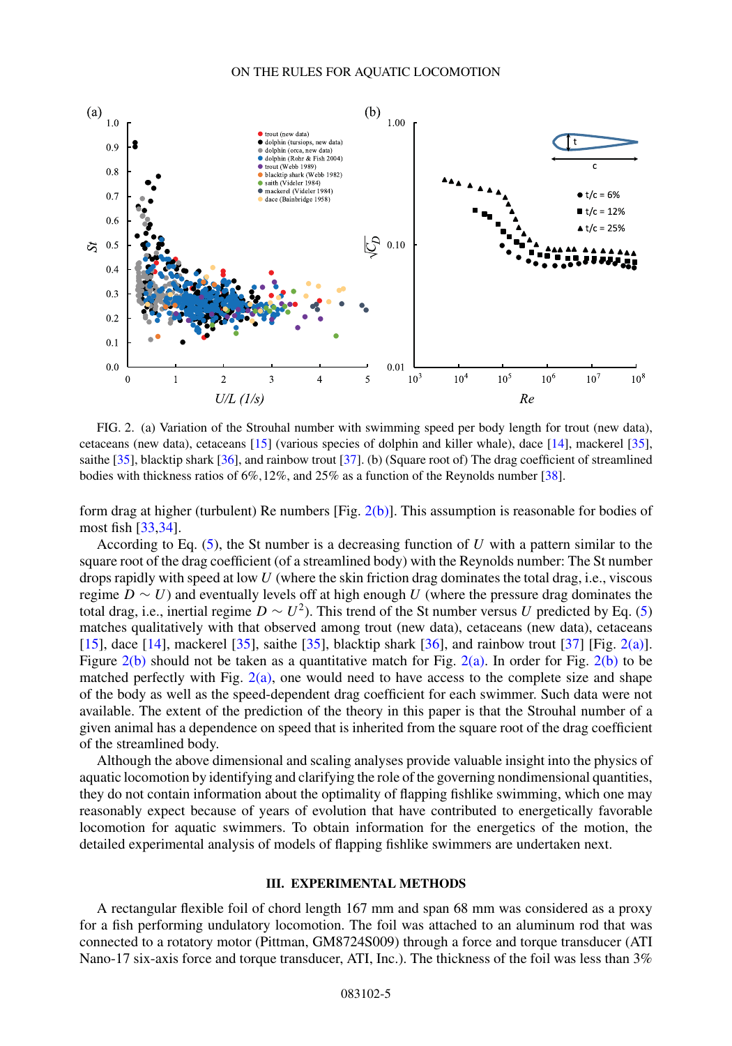FIG. 2. (a) Variation of the Strouhal number with swimming speed per body length for trout (new data), cetaceans (new data), cetaceans [15] (various species of dolphin and killer whale), dace [14], mackerel [35], saithe [35], blacktip shark [36], and rainbow trout [37]. (b) (Square root of) The drag coefficient of streamlined bodies with thickness ratios of 6%,12%, and 25% as a function of the Reynolds number [38].

form drag at higher (turbulent) Re numbers [Fig. 2(b)]. This assumption is reasonable for bodies of most fish [33,34].

According to Eq. (5), the St number is a decreasing function of $U$ with a pattern similar to the square root of the drag coefficient (of a streamlined body) with the Reynolds number: The St number drops rapidly with speed at low $U$ (where the skin friction drag dominates the total drag, i.e., viscous regime $D \sim U$) and eventually levels off at high enough $U$ (where the pressure drag dominates the total drag, i.e., inertial regime $D \sim U^2$). This trend of the St number versus $U$ predicted by Eq. (5) matches qualitatively with that observed among trout (new data), cetaceans (new data), cetaceans [15], dace [14], mackerel [35], saithe [35], blacktip shark [36], and rainbow trout [37] [Fig. 2(a)]. Figure 2(b) should not be taken as a quantitative match for Fig. 2(a). In order for Fig. 2(b) to be matched perfectly with Fig. 2(a), one would need to have access to the complete size and shape of the body as well as the speed-dependent drag coefficient for each swimmer. Such data were not available. The extent of the prediction of the theory in this paper is that the Strouhal number of a given animal has a dependence on speed that is inherited from the square root of the drag coefficient of the streamlined body.

Although the above dimensional and scaling analyses provide valuable insight into the physics of aquatic locomotion by identifying and clarifying the role of the governing nondimensional quantities, they do not contain information about the optimality of flapping fishlike swimming, which one may reasonably expect because of years of evolution that have contributed to energetically favorable locomotion for aquatic swimmers. To obtain information for the energetics of the motion, the detailed experimental analysis of models of flapping fishlike swimmers are undertaken next.

## III. EXPERIMENTAL METHODS

A rectangular flexible foil of chord length 167 mm and span 68 mm was considered as a proxy for a fish performing undulatory locomotion. The foil was attached to an aluminum rod that was connected to a rotatory motor (Pittman, GM8724S009) through a force and torque transducer (ATI Nano-17 six-axis force and torque transducer, ATI, Inc.). The thickness of the foil was less than 3%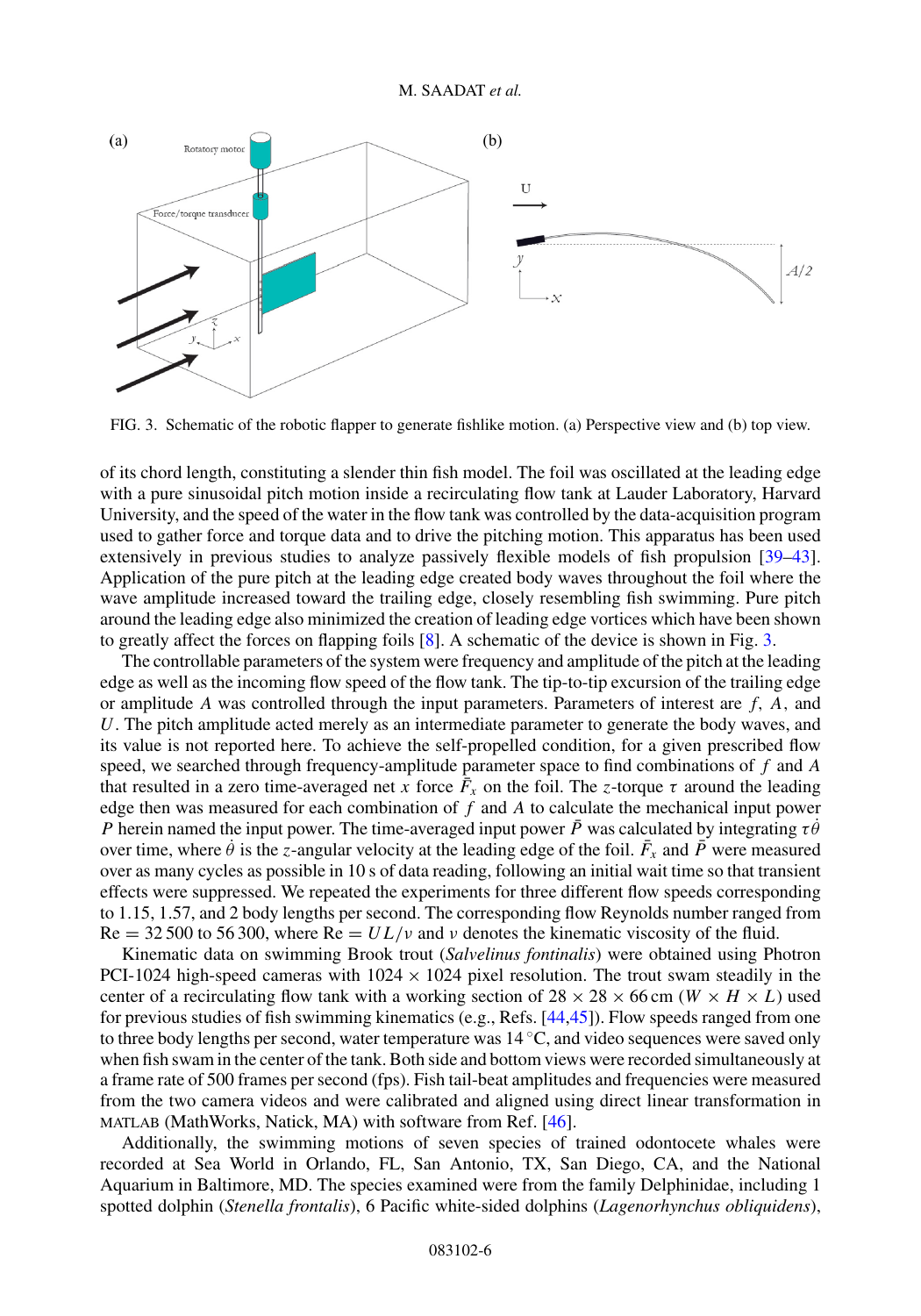FIG. 3. Schematic of the robotic flapper to generate fishlike motion. (a) Perspective view and (b) top view.

of its chord length, constituting a slender thin fish model. The foil was oscillated at the leading edge with a pure sinusoidal pitch motion inside a recirculating flow tank at Lauder Laboratory, Harvard University, and the speed of the water in the flow tank was controlled by the data-acquisition program used to gather force and torque data and to drive the pitching motion. This apparatus has been used extensively in previous studies to analyze passively flexible models of fish propulsion [39–43]. Application of the pure pitch at the leading edge created body waves throughout the foil where the wave amplitude increased toward the trailing edge, closely resembling fish swimming. Pure pitch around the leading edge also minimized the creation of leading edge vortices which have been shown to greatly affect the forces on flapping foils [8]. A schematic of the device is shown in Fig. 3.

The controllable parameters of the system were frequency and amplitude of the pitch at the leading edge as well as the incoming flow speed of the flow tank. The tip-to-tip excursion of the trailing edge or amplitude $A$ was controlled through the input parameters. Parameters of interest are $f$, $A$, and $U$. The pitch amplitude acted merely as an intermediate parameter to generate the body waves, and its value is not reported here. To achieve the self-propelled condition, for a given prescribed flow speed, we searched through frequency-amplitude parameter space to find combinations of $f$ and $A$ that resulted in a zero time-averaged net $x$ force $\bar{F}_x$ on the foil. The $z$-torque $\tau$ around the leading edge then was measured for each combination of $f$ and $A$ to calculate the mechanical input power $P$ herein named the input power. The time-averaged input power $\bar{P}$ was calculated by integrating $\tau\dot{\theta}$ over time, where $\dot{\theta}$ is the $z$-angular velocity at the leading edge of the foil. $\bar{F}_x$ and $\bar{P}$ were measured over as many cycles as possible in 10 s of data reading, following an initial wait time so that transient effects were suppressed. We repeated the experiments for three different flow speeds corresponding to 1.15, 1.57, and 2 body lengths per second. The corresponding flow Reynolds number ranged from $\mathrm{Re} = 32\,500$ to $56\,300$, where $\mathrm{Re} = UL/\nu$ and $\nu$ denotes the kinematic viscosity of the fluid.

Kinematic data on swimming Brook trout (*Salvelinus fontinalis*) were obtained using Photron PCI-1024 high-speed cameras with $1024 \times 1024$ pixel resolution. The trout swam steadily in the center of a recirculating flow tank with a working section of $28 \times 28 \times 66$ cm ($W \times H \times L$) used for previous studies of fish swimming kinematics (e.g., Refs. [44,45]). Flow speeds ranged from one to three body lengths per second, water temperature was 14 °C, and video sequences were saved only when fish swam in the center of the tank. Both side and bottom views were recorded simultaneously at a frame rate of 500 frames per second (fps). Fish tail-beat amplitudes and frequencies were measured from the two camera videos and were calibrated and aligned using direct linear transformation in MATLAB (MathWorks, Natick, MA) with software from Ref. [46].

Additionally, the swimming motions of seven species of trained odontocete whales were recorded at Sea World in Orlando, FL, San Antonio, TX, San Diego, CA, and the National Aquarium in Baltimore, MD. The species examined were from the family Delphinidae, including 1 spotted dolphin (*Stenella frontalis*), 6 Pacific white-sided dolphins (*Lagenorhynchus obliquidens*),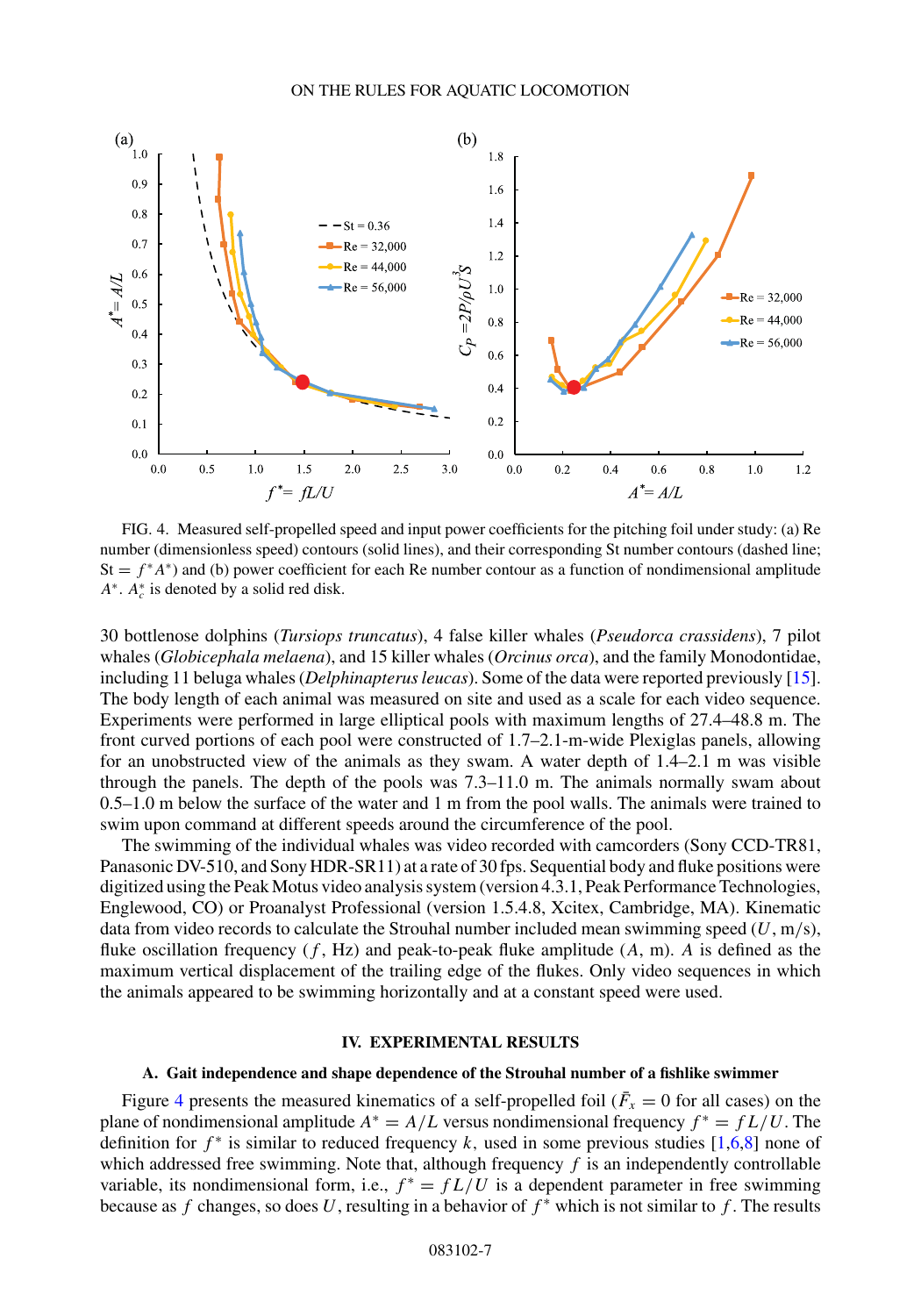FIG. 4. Measured self-propelled speed and input power coefficients for the pitching foil under study: (a) Re number (dimensionless speed) contours (solid lines), and their corresponding St number contours (dashed line; St $= f^*A^*$) and (b) power coefficient for each Re number contour as a function of nondimensional amplitude $A^*$. $A_c^*$ is denoted by a solid red disk.

30 bottlenose dolphins (*Tursiops truncatus*), 4 false killer whales (*Pseudorca crassidens*), 7 pilot whales (*Globicephala melaena*), and 15 killer whales (*Orcinus orca*), and the family Monodontidae, including 11 beluga whales (*Delphinapterus leucas*). Some of the data were reported previously [15]. The body length of each animal was measured on site and used as a scale for each video sequence. Experiments were performed in large elliptical pools with maximum lengths of 27.4–48.8 m. The front curved portions of each pool were constructed of 1.7–2.1-m-wide Plexiglas panels, allowing for an unobstructed view of the animals as they swam. A water depth of 1.4–2.1 m was visible through the panels. The depth of the pools was 7.3–11.0 m. The animals normally swam about 0.5–1.0 m below the surface of the water and 1 m from the pool walls. The animals were trained to swim upon command at different speeds around the circumference of the pool.

The swimming of the individual whales was video recorded with camcorders (Sony CCD-TR81, Panasonic DV-510, and Sony HDR-SR11) at a rate of 30 fps. Sequential body and fluke positions were digitized using the Peak Motus video analysis system (version 4.3.1, Peak Performance Technologies, Englewood, CO) or Proanalyst Professional (version 1.5.4.8, Xcitex, Cambridge, MA). Kinematic data from video records to calculate the Strouhal number included mean swimming speed ($U$, m/s), fluke oscillation frequency ($f$, Hz) and peak-to-peak fluke amplitude ($A$, m). $A$ is defined as the maximum vertical displacement of the trailing edge of the flukes. Only video sequences in which the animals appeared to be swimming horizontally and at a constant speed were used.

## IV. EXPERIMENTAL RESULTS

### A. Gait independence and shape dependence of the Strouhal number of a fishlike swimmer

Figure 4 presents the measured kinematics of a self-propelled foil ($\bar{F}_x = 0$ for all cases) on the plane of nondimensional amplitude $A^* = A/L$ versus nondimensional frequency $f^* = fL/U$. The definition for $f^*$ is similar to reduced frequency $k$, used in some previous studies [1,6,8] none of which addressed free swimming. Note that, although frequency $f$ is an independently controllable variable, its nondimensional form, i.e., $f^* = fL/U$ is a dependent parameter in free swimming because as $f$ changes, so does $U$, resulting in a behavior of $f^*$ which is not similar to $f$. The results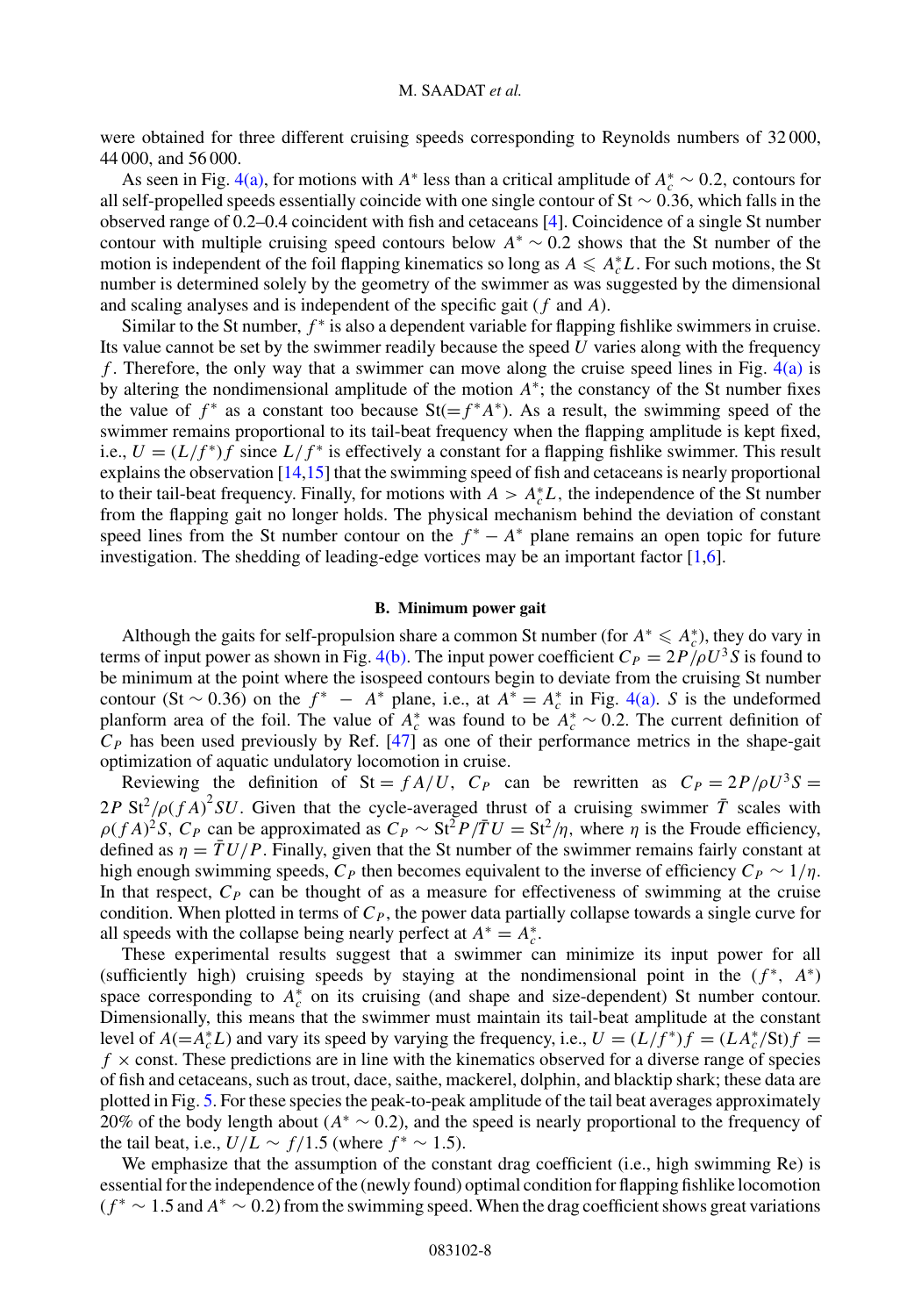were obtained for three different cruising speeds corresponding to Reynolds numbers of 32 000, 44 000, and 56 000.

As seen in Fig. 4(a), for motions with $A^*$ less than a critical amplitude of $A_c^* \sim 0.2$, contours for all self-propelled speeds essentially coincide with one single contour of St $\sim 0.36$, which falls in the observed range of 0.2–0.4 coincident with fish and cetaceans [4]. Coincidence of a single St number contour with multiple cruising speed contours below $A^* \sim 0.2$ shows that the St number of the motion is independent of the foil flapping kinematics so long as $A \leqslant A_c^* L$. For such motions, the St number is determined solely by the geometry of the swimmer as was suggested by the dimensional and scaling analyses and is independent of the specific gait ($f$ and $A$).

Similar to the St number, $f^*$ is also a dependent variable for flapping fishlike swimmers in cruise. Its value cannot be set by the swimmer readily because the speed $U$ varies along with the frequency $f$. Therefore, the only way that a swimmer can move along the cruise speed lines in Fig. 4(a) is by altering the nondimensional amplitude of the motion $A^*$; the constancy of the St number fixes the value of $f^*$ as a constant too because $\mathrm{St}(=f^* A^*)$. As a result, the swimming speed of the swimmer remains proportional to its tail-beat frequency when the flapping amplitude is kept fixed, i.e., $U = (L/f^*)f$ since $L/f^*$ is effectively a constant for a flapping fishlike swimmer. This result explains the observation [14,15] that the swimming speed of fish and cetaceans is nearly proportional to their tail-beat frequency. Finally, for motions with $A > A_c^* L$, the independence of the St number from the flapping gait no longer holds. The physical mechanism behind the deviation of constant speed lines from the St number contour on the $f^* - A^*$ plane remains an open topic for future investigation. The shedding of leading-edge vortices may be an important factor [1,6].

### B. Minimum power gait

Although the gaits for self-propulsion share a common St number (for $A^* \leqslant A_c^*$), they do vary in terms of input power as shown in Fig. 4(b). The input power coefficient $C_P = 2P/\rho U^3 S$ is found to be minimum at the point where the isospeed contours begin to deviate from the cruising St number contour (St $\sim 0.36$) on the $f^* - A^*$ plane, i.e., at $A^* = A_c^*$ in Fig. 4(a). $S$ is the undeformed planform area of the foil. The value of $A_c^*$ was found to be $A_c^* \sim 0.2$. The current definition of $C_P$ has been used previously by Ref. [47] as one of their performance metrics in the shape-gait optimization of aquatic undulatory locomotion in cruise.

Reviewing the definition of $\mathrm{St} = fA/U$, $C_P$ can be rewritten as $C_P = 2P/\rho U^3 S = 2P\,\mathrm{St}^2/\rho(fA)^2 SU$. Given that the cycle-averaged thrust of a cruising swimmer $\bar{T}$ scales with $\rho(fA)^2 S$, $C_P$ can be approximated as $C_P \sim \mathrm{St}^2 P/\bar{T}U = \mathrm{St}^2/\eta$, where $\eta$ is the Froude efficiency, defined as $\eta = \bar{T}U/P$. Finally, given that the St number of the swimmer remains fairly constant at high enough swimming speeds, $C_P$ then becomes equivalent to the inverse of efficiency $C_P \sim 1/\eta$. In that respect, $C_P$ can be thought of as a measure for effectiveness of swimming at the cruise condition. When plotted in terms of $C_P$, the power data partially collapse towards a single curve for all speeds with the collapse being nearly perfect at $A^* = A_c^*$.

These experimental results suggest that a swimmer can minimize its input power for all (sufficiently high) cruising speeds by staying at the nondimensional point in the ($f^*$, $A^*$) space corresponding to $A_c^*$ on its cruising (and shape and size-dependent) St number contour. Dimensionally, this means that the swimmer must maintain its tail-beat amplitude at the constant level of $A(=A_c^* L)$ and vary its speed by varying the frequency, i.e., $U = (L/f^*)f = (LA_c^*/\mathrm{St})f = f \times \text{const}$. These predictions are in line with the kinematics observed for a diverse range of species of fish and cetaceans, such as trout, dace, saithe, mackerel, dolphin, and blacktip shark; these data are plotted in Fig. 5. For these species the peak-to-peak amplitude of the tail beat averages approximately 20% of the body length about ($A^* \sim 0.2$), and the speed is nearly proportional to the frequency of the tail beat, i.e., $U/L \sim f/1.5$ (where $f^* \sim 1.5$).

We emphasize that the assumption of the constant drag coefficient (i.e., high swimming Re) is essential for the independence of the (newly found) optimal condition for flapping fishlike locomotion ($f^* \sim 1.5$ and $A^* \sim 0.2$) from the swimming speed. When the drag coefficient shows great variations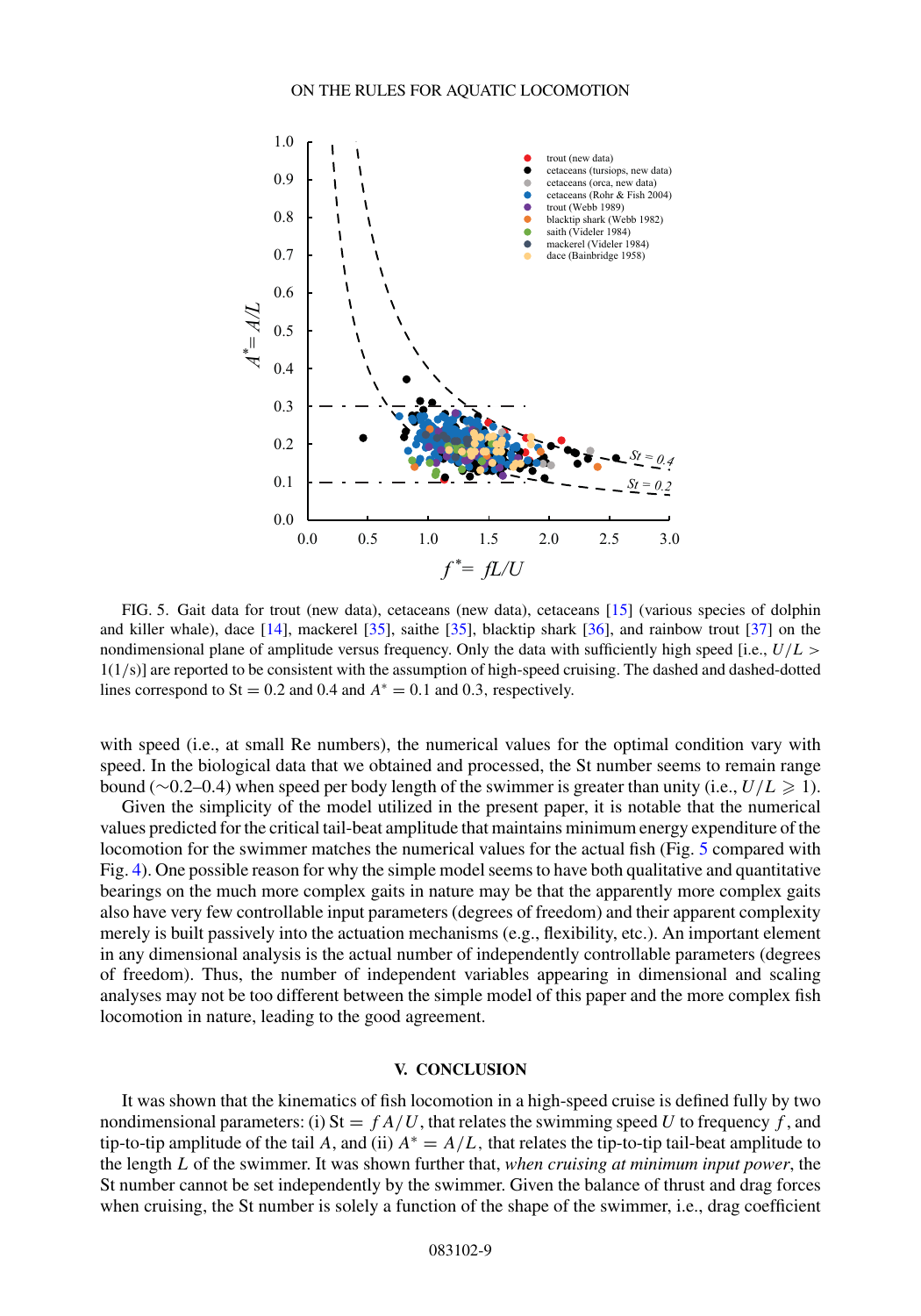FIG. 5. Gait data for trout (new data), cetaceans (new data), cetaceans [15] (various species of dolphin and killer whale), dace [14], mackerel [35], saithe [35], blacktip shark [36], and rainbow trout [37] on the nondimensional plane of amplitude versus frequency. Only the data with sufficiently high speed [i.e., $U/L > 1(1/s)$] are reported to be consistent with the assumption of high-speed cruising. The dashed and dashed-dotted lines correspond to $\mathrm{St} = 0.2$ and 0.4 and $A^* = 0.1$ and 0.3, respectively.

with speed (i.e., at small Re numbers), the numerical values for the optimal condition vary with speed. In the biological data that we obtained and processed, the St number seems to remain range bound (~0.2–0.4) when speed per body length of the swimmer is greater than unity (i.e., $U/L \geqslant 1$).

Given the simplicity of the model utilized in the present paper, it is notable that the numerical values predicted for the critical tail-beat amplitude that maintains minimum energy expenditure of the locomotion for the swimmer matches the numerical values for the actual fish (Fig. 5 compared with Fig. 4). One possible reason for why the simple model seems to have both qualitative and quantitative bearings on the much more complex gaits in nature may be that the apparently more complex gaits also have very few controllable input parameters (degrees of freedom) and their apparent complexity merely is built passively into the actuation mechanisms (e.g., flexibility, etc.). An important element in any dimensional analysis is the actual number of independently controllable parameters (degrees of freedom). Thus, the number of independent variables appearing in dimensional and scaling analyses may not be too different between the simple model of this paper and the more complex fish locomotion in nature, leading to the good agreement.

## V. CONCLUSION

It was shown that the kinematics of fish locomotion in a high-speed cruise is defined fully by two nondimensional parameters: (i) $\mathrm{St} = fA/U$, that relates the swimming speed $U$ to frequency $f$, and tip-to-tip amplitude of the tail $A$, and (ii) $A^* = A/L$, that relates the tip-to-tip tail-beat amplitude to the length $L$ of the swimmer. It was shown further that, *when cruising at minimum input power*, the St number cannot be set independently by the swimmer. Given the balance of thrust and drag forces when cruising, the St number is solely a function of the shape of the swimmer, i.e., drag coefficient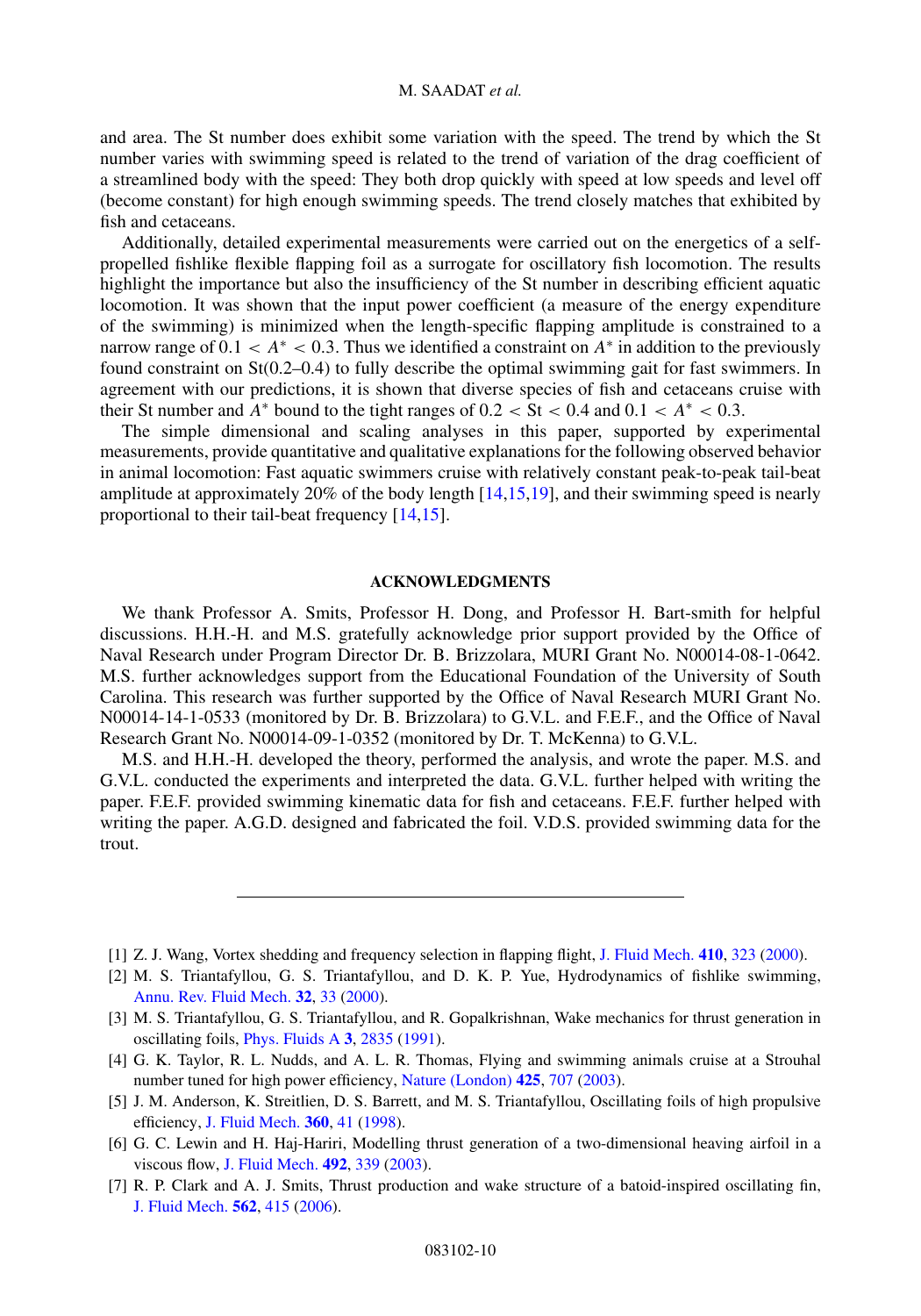and area. The St number does exhibit some variation with the speed. The trend by which the St number varies with swimming speed is related to the trend of variation of the drag coefficient of a streamlined body with the speed: They both drop quickly with speed at low speeds and level off (become constant) for high enough swimming speeds. The trend closely matches that exhibited by fish and cetaceans.

Additionally, detailed experimental measurements were carried out on the energetics of a self-propelled fishlike flexible flapping foil as a surrogate for oscillatory fish locomotion. The results highlight the importance but also the insufficiency of the St number in describing efficient aquatic locomotion. It was shown that the input power coefficient (a measure of the energy expenditure of the swimming) is minimized when the length-specific flapping amplitude is constrained to a narrow range of $0.1 < A^* < 0.3$. Thus we identified a constraint on $A^*$ in addition to the previously found constraint on St(0.2–0.4) to fully describe the optimal swimming gait for fast swimmers. In agreement with our predictions, it is shown that diverse species of fish and cetaceans cruise with their St number and $A^*$ bound to the tight ranges of $0.2 < \mathrm{St} < 0.4$ and $0.1 < A^* < 0.3$.

The simple dimensional and scaling analyses in this paper, supported by experimental measurements, provide quantitative and qualitative explanations for the following observed behavior in animal locomotion: Fast aquatic swimmers cruise with relatively constant peak-to-peak tail-beat amplitude at approximately 20% of the body length [14,15,19], and their swimming speed is nearly proportional to their tail-beat frequency [14,15].

## ACKNOWLEDGMENTS

We thank Professor A. Smits, Professor H. Dong, and Professor H. Bart-smith for helpful discussions. H.H.-H. and M.S. gratefully acknowledge prior support provided by the Office of Naval Research under Program Director Dr. B. Brizzolara, MURI Grant No. N00014-08-1-0642. M.S. further acknowledges support from the Educational Foundation of the University of South Carolina. This research was further supported by the Office of Naval Research MURI Grant No. N00014-14-1-0533 (monitored by Dr. B. Brizzolara) to G.V.L. and F.E.F., and the Office of Naval Research Grant No. N00014-09-1-0352 (monitored by Dr. T. McKenna) to G.V.L.

M.S. and H.H.-H. developed the theory, performed the analysis, and wrote the paper. M.S. and G.V.L. conducted the experiments and interpreted the data. G.V.L. further helped with writing the paper. F.E.F. provided swimming kinematic data for fish and cetaceans. F.E.F. further helped with writing the paper. A.G.D. designed and fabricated the foil. V.D.S. provided swimming data for the trout.

---

[1] Z. J. Wang, Vortex shedding and frequency selection in flapping flight, J. Fluid Mech. **410**, 323 (2000).

[2] M. S. Triantafyllou, G. S. Triantafyllou, and D. K. P. Yue, Hydrodynamics of fishlike swimming, Annu. Rev. Fluid Mech. **32**, 33 (2000).

[3] M. S. Triantafyllou, G. S. Triantafyllou, and R. Gopalkrishnan, Wake mechanics for thrust generation in oscillating foils, Phys. Fluids A **3**, 2835 (1991).

[4] G. K. Taylor, R. L. Nudds, and A. L. R. Thomas, Flying and swimming animals cruise at a Strouhal number tuned for high power efficiency, Nature (London) **425**, 707 (2003).

[5] J. M. Anderson, K. Streitlien, D. S. Barrett, and M. S. Triantafyllou, Oscillating foils of high propulsive efficiency, J. Fluid Mech. **360**, 41 (1998).

[6] G. C. Lewin and H. Haj-Hariri, Modelling thrust generation of a two-dimensional heaving airfoil in a viscous flow, J. Fluid Mech. **492**, 339 (2003).

[7] R. P. Clark and A. J. Smits, Thrust production and wake structure of a batoid-inspired oscillating fin, J. Fluid Mech. **562**, 415 (2006).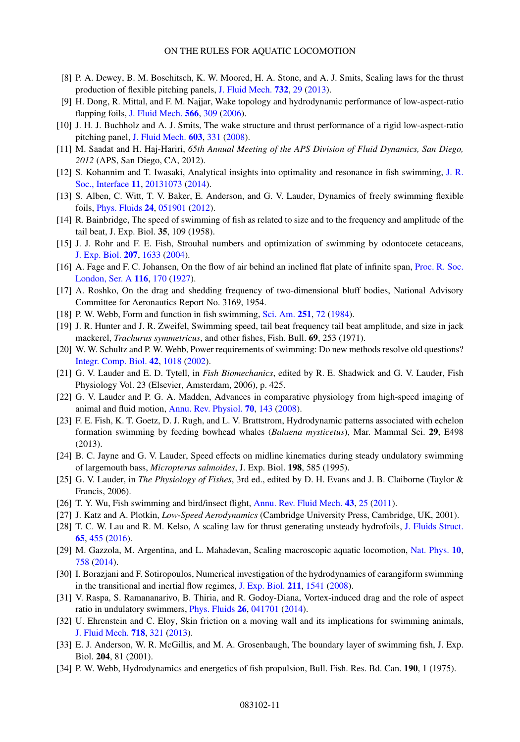[8] P. A. Dewey, B. M. Boschitsch, K. W. Moored, H. A. Stone, and A. J. Smits, Scaling laws for the thrust production of flexible pitching panels, J. Fluid Mech. **732**, 29 (2013).

[9] H. Dong, R. Mittal, and F. M. Najjar, Wake topology and hydrodynamic performance of low-aspect-ratio flapping foils, J. Fluid Mech. **566**, 309 (2006).

[10] J. H. J. Buchholz and A. J. Smits, The wake structure and thrust performance of a rigid low-aspect-ratio pitching panel, J. Fluid Mech. **603**, 331 (2008).

[11] M. Saadat and H. Haj-Hariri, *65th Annual Meeting of the APS Division of Fluid Dynamics, San Diego, 2012* (APS, San Diego, CA, 2012).

[12] S. Kohannim and T. Iwasaki, Analytical insights into optimality and resonance in fish swimming, J. R. Soc., Interface **11**, 20131073 (2014).

[13] S. Alben, C. Witt, T. V. Baker, E. Anderson, and G. V. Lauder, Dynamics of freely swimming flexible foils, Phys. Fluids **24**, 051901 (2012).

[14] R. Bainbridge, The speed of swimming of fish as related to size and to the frequency and amplitude of the tail beat, J. Exp. Biol. **35**, 109 (1958).

[15] J. J. Rohr and F. E. Fish, Strouhal numbers and optimization of swimming by odontocete cetaceans, J. Exp. Biol. **207**, 1633 (2004).

[16] A. Fage and F. C. Johansen, On the flow of air behind an inclined flat plate of infinite span, Proc. R. Soc. London, Ser. A **116**, 170 (1927).

[17] A. Roshko, On the drag and shedding frequency of two-dimensional bluff bodies, National Advisory Committee for Aeronautics Report No. 3169, 1954.

[18] P. W. Webb, Form and function in fish swimming, Sci. Am. **251**, 72 (1984).

[19] J. R. Hunter and J. R. Zweifel, Swimming speed, tail beat frequency tail beat amplitude, and size in jack mackerel, *Trachurus symmetricus*, and other fishes, Fish. Bull. **69**, 253 (1971).

[20] W. W. Schultz and P. W. Webb, Power requirements of swimming: Do new methods resolve old questions? Integr. Comp. Biol. **42**, 1018 (2002).

[21] G. V. Lauder and E. D. Tytell, in *Fish Biomechanics*, edited by R. E. Shadwick and G. V. Lauder, Fish Physiology Vol. 23 (Elsevier, Amsterdam, 2006), p. 425.

[22] G. V. Lauder and P. G. A. Madden, Advances in comparative physiology from high-speed imaging of animal and fluid motion, Annu. Rev. Physiol. **70**, 143 (2008).

[23] F. E. Fish, K. T. Goetz, D. J. Rugh, and L. V. Brattstrom, Hydrodynamic patterns associated with echelon formation swimming by feeding bowhead whales (*Balaena mysticetus*), Mar. Mammal Sci. **29**, E498 (2013).

[24] B. C. Jayne and G. V. Lauder, Speed effects on midline kinematics during steady undulatory swimming of largemouth bass, *Micropterus salmoides*, J. Exp. Biol. **198**, 585 (1995).

[25] G. V. Lauder, in *The Physiology of Fishes*, 3rd ed., edited by D. H. Evans and J. B. Claiborne (Taylor & Francis, 2006).

[26] T. Y. Wu, Fish swimming and bird/insect flight, Annu. Rev. Fluid Mech. **43**, 25 (2011).

[27] J. Katz and A. Plotkin, *Low-Speed Aerodynamics* (Cambridge University Press, Cambridge, UK, 2001).

[28] T. C. W. Lau and R. M. Kelso, A scaling law for thrust generating unsteady hydrofoils, J. Fluids Struct. **65**, 455 (2016).

[29] M. Gazzola, M. Argentina, and L. Mahadevan, Scaling macroscopic aquatic locomotion, Nat. Phys. **10**, 758 (2014).

[30] I. Borazjani and F. Sotiropoulos, Numerical investigation of the hydrodynamics of carangiform swimming in the transitional and inertial flow regimes, J. Exp. Biol. **211**, 1541 (2008).

[31] V. Raspa, S. Ramananarivo, B. Thiria, and R. Godoy-Diana, Vortex-induced drag and the role of aspect ratio in undulatory swimmers, Phys. Fluids **26**, 041701 (2014).

[32] U. Ehrenstein and C. Eloy, Skin friction on a moving wall and its implications for swimming animals, J. Fluid Mech. **718**, 321 (2013).

[33] E. J. Anderson, W. R. McGillis, and M. A. Grosenbaugh, The boundary layer of swimming fish, J. Exp. Biol. **204**, 81 (2001).

[34] P. W. Webb, Hydrodynamics and energetics of fish propulsion, Bull. Fish. Res. Bd. Can. **190**, 1 (1975).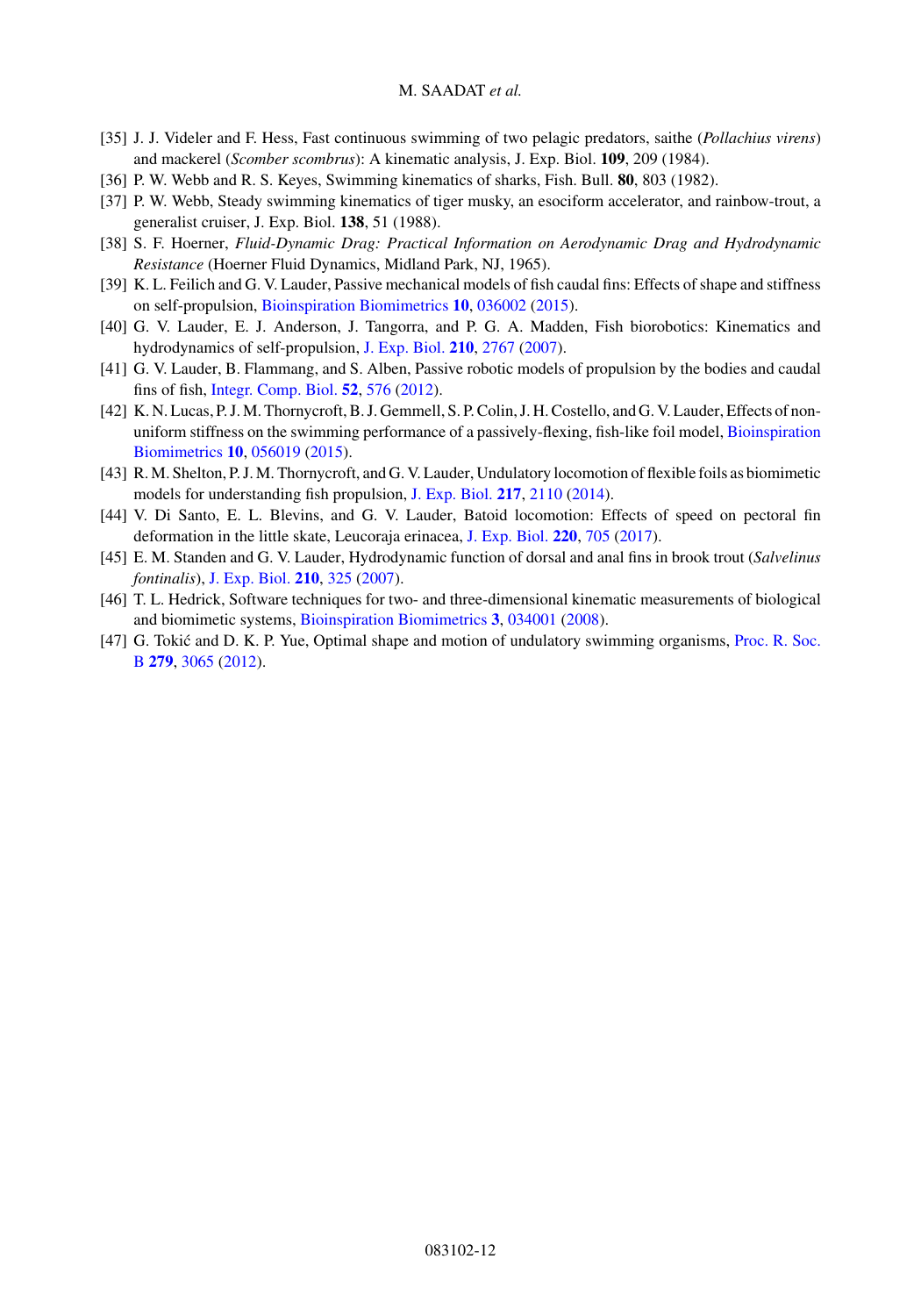[35] J. J. Videler and F. Hess, Fast continuous swimming of two pelagic predators, saithe (*Pollachius virens*) and mackerel (*Scomber scombrus*): A kinematic analysis, J. Exp. Biol. **109**, 209 (1984).

[36] P. W. Webb and R. S. Keyes, Swimming kinematics of sharks, Fish. Bull. **80**, 803 (1982).

[37] P. W. Webb, Steady swimming kinematics of tiger musky, an esociform accelerator, and rainbow-trout, a generalist cruiser, J. Exp. Biol. **138**, 51 (1988).

[38] S. F. Hoerner, *Fluid-Dynamic Drag: Practical Information on Aerodynamic Drag and Hydrodynamic Resistance* (Hoerner Fluid Dynamics, Midland Park, NJ, 1965).

[39] K. L. Feilich and G. V. Lauder, Passive mechanical models of fish caudal fins: Effects of shape and stiffness on self-propulsion, Bioinspiration Biomimetrics **10**, 036002 (2015).

[40] G. V. Lauder, E. J. Anderson, J. Tangorra, and P. G. A. Madden, Fish biorobotics: Kinematics and hydrodynamics of self-propulsion, J. Exp. Biol. **210**, 2767 (2007).

[41] G. V. Lauder, B. Flammang, and S. Alben, Passive robotic models of propulsion by the bodies and caudal fins of fish, Integr. Comp. Biol. **52**, 576 (2012).

[42] K. N. Lucas, P. J. M. Thornycroft, B. J. Gemmell, S. P. Colin, J. H. Costello, and G. V. Lauder, Effects of non-uniform stiffness on the swimming performance of a passively-flexing, fish-like foil model, Bioinspiration Biomimetrics **10**, 056019 (2015).

[43] R. M. Shelton, P. J. M. Thornycroft, and G. V. Lauder, Undulatory locomotion of flexible foils as biomimetic models for understanding fish propulsion, J. Exp. Biol. **217**, 2110 (2014).

[44] V. Di Santo, E. L. Blevins, and G. V. Lauder, Batoid locomotion: Effects of speed on pectoral fin deformation in the little skate, Leucoraja erinacea, J. Exp. Biol. **220**, 705 (2017).

[45] E. M. Standen and G. V. Lauder, Hydrodynamic function of dorsal and anal fins in brook trout (*Salvelinus fontinalis*), J. Exp. Biol. **210**, 325 (2007).

[46] T. L. Hedrick, Software techniques for two- and three-dimensional kinematic measurements of biological and biomimetic systems, Bioinspiration Biomimetrics **3**, 034001 (2008).

[47] G. Tokić and D. K. P. Yue, Optimal shape and motion of undulatory swimming organisms, Proc. R. Soc. B **279**, 3065 (2012).